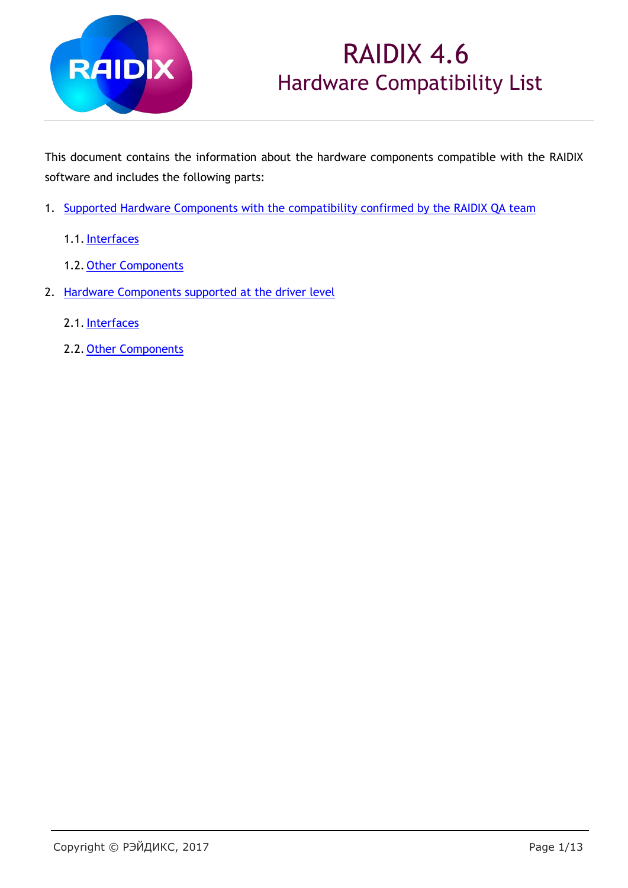# RAIDIX 4.6
## Hardware Compatibility List

This document contains the information about the hardware components compatible with the RAIDIX software and includes the following parts:

1. Supported Hardware Components with the compatibility confirmed by the RAIDIX QA team
    1.1. Interfaces
    1.2. Other Components
2. Hardware Components supported at the driver level
    2.1. Interfaces
    2.2. Other Components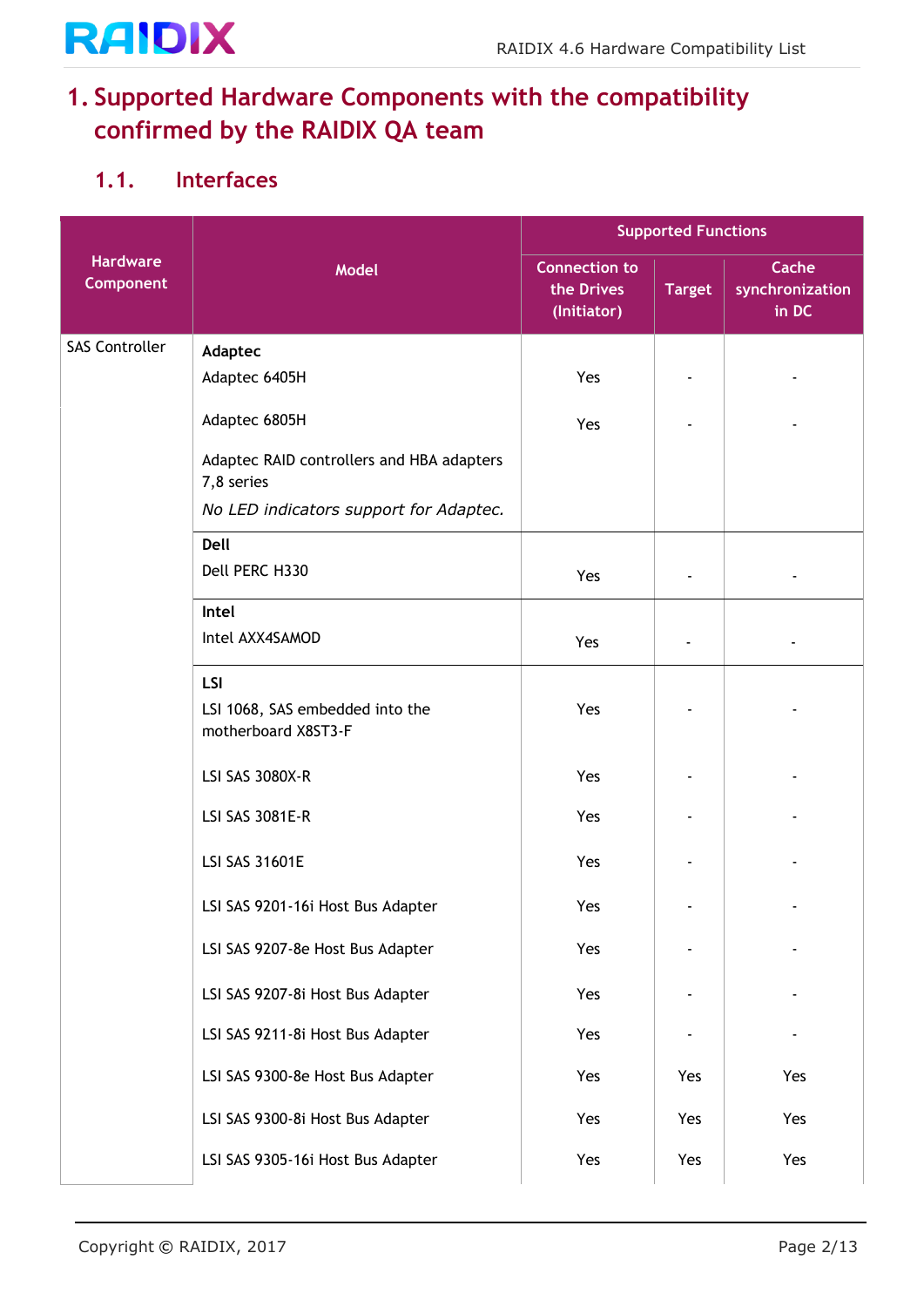# 1. Supported Hardware Components with the compatibility confirmed by the RAIDIX QA team

## 1.1. Interfaces

| Hardware Component | Model | Supported Functions | | |
|---|---|---|---|---|
| | | Connection to the Drives (Initiator) | Target | Cache synchronization in DC |
| SAS Controller | **Adaptec** | | | |
| | Adaptec 6405H | Yes | - | - |
| | Adaptec 6805H | Yes | - | - |
| | Adaptec RAID controllers and HBA adapters 7,8 series | | | |
| | *No LED indicators support for Adaptec.* | | | |
| | **Dell** | | | |
| | Dell PERC H330 | Yes | - | - |
| | **Intel** | | | |
| | Intel AXX4SAMOD | Yes | - | - |
| | **LSI** | | | |
| | LSI 1068, SAS embedded into the motherboard X8ST3-F | Yes | - | - |
| | LSI SAS 3080X-R | Yes | - | - |
| | LSI SAS 3081E-R | Yes | - | - |
| | LSI SAS 31601E | Yes | - | - |
| | LSI SAS 9201-16i Host Bus Adapter | Yes | - | - |
| | LSI SAS 9207-8e Host Bus Adapter | Yes | - | - |
| | LSI SAS 9207-8i Host Bus Adapter | Yes | - | - |
| | LSI SAS 9211-8i Host Bus Adapter | Yes | - | - |
| | LSI SAS 9300-8e Host Bus Adapter | Yes | Yes | Yes |
| | LSI SAS 9300-8i Host Bus Adapter | Yes | Yes | Yes |
| | LSI SAS 9305-16i Host Bus Adapter | Yes | Yes | Yes |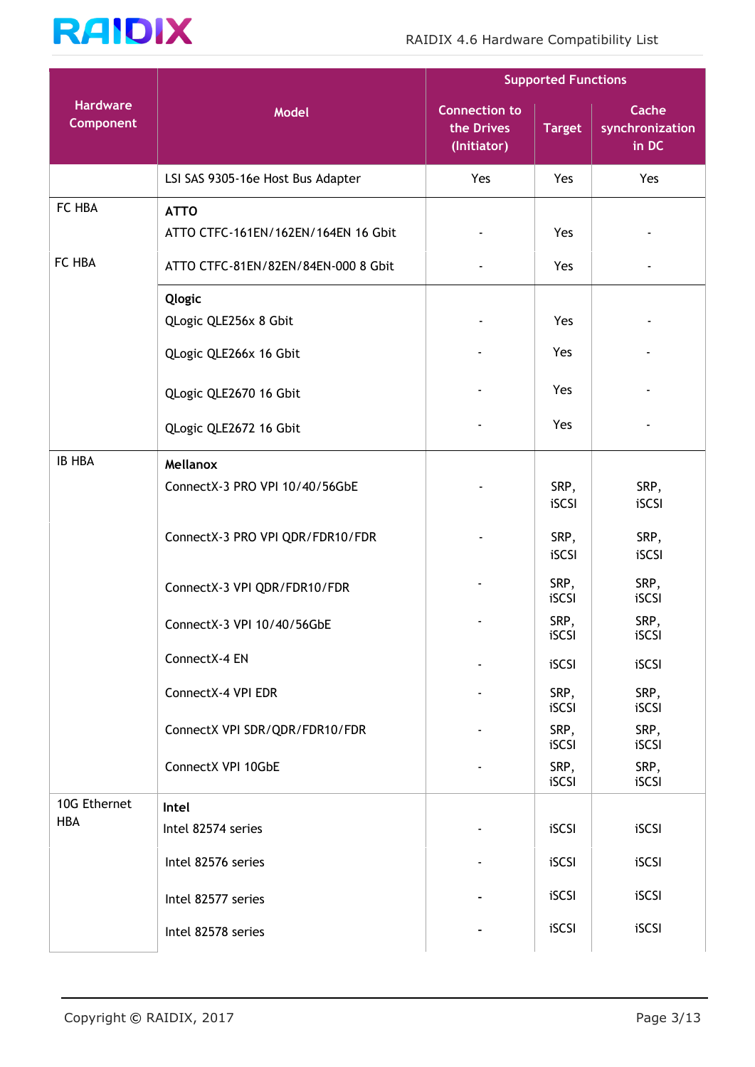| Hardware Component | Model | Supported Functions | | |
|---|---|---|---|---|
| | | Connection to the Drives (Initiator) | Target | Cache synchronization in DC |
| | LSI SAS 9305-16e Host Bus Adapter | Yes | Yes | Yes |
| FC HBA | **ATTO** | | | |
| | ATTO CTFC-161EN/162EN/164EN 16 Gbit | - | Yes | - |
| FC HBA | ATTO CTFC-81EN/82EN/84EN-000 8 Gbit | - | Yes | - |
| | **Qlogic** | | | |
| | QLogic QLE256x 8 Gbit | - | Yes | - |
| | QLogic QLE266x 16 Gbit | - | Yes | - |
| | QLogic QLE2670 16 Gbit | - | Yes | - |
| | QLogic QLE2672 16 Gbit | - | Yes | - |
| IB HBA | **Mellanox** | | | |
| | ConnectX-3 PRO VPI 10/40/56GbE | - | SRP, iSCSI | SRP, iSCSI |
| | ConnectX-3 PRO VPI QDR/FDR10/FDR | - | SRP, iSCSI | SRP, iSCSI |
| | ConnectX-3 VPI QDR/FDR10/FDR | - | SRP, iSCSI | SRP, iSCSI |
| | ConnectX-3 VPI 10/40/56GbE | - | SRP, iSCSI | SRP, iSCSI |
| | ConnectX-4 EN | - | iSCSI | iSCSI |
| | ConnectX-4 VPI EDR | - | SRP, iSCSI | SRP, iSCSI |
| | ConnectX VPI SDR/QDR/FDR10/FDR | - | SRP, iSCSI | SRP, iSCSI |
| | ConnectX VPI 10GbE | - | SRP, iSCSI | SRP, iSCSI |
| 10G Ethernet HBA | **Intel** | | | |
| | Intel 82574 series | - | iSCSI | iSCSI |
| | Intel 82576 series | - | iSCSI | iSCSI |
| | Intel 82577 series | - | iSCSI | iSCSI |
| | Intel 82578 series | - | iSCSI | iSCSI |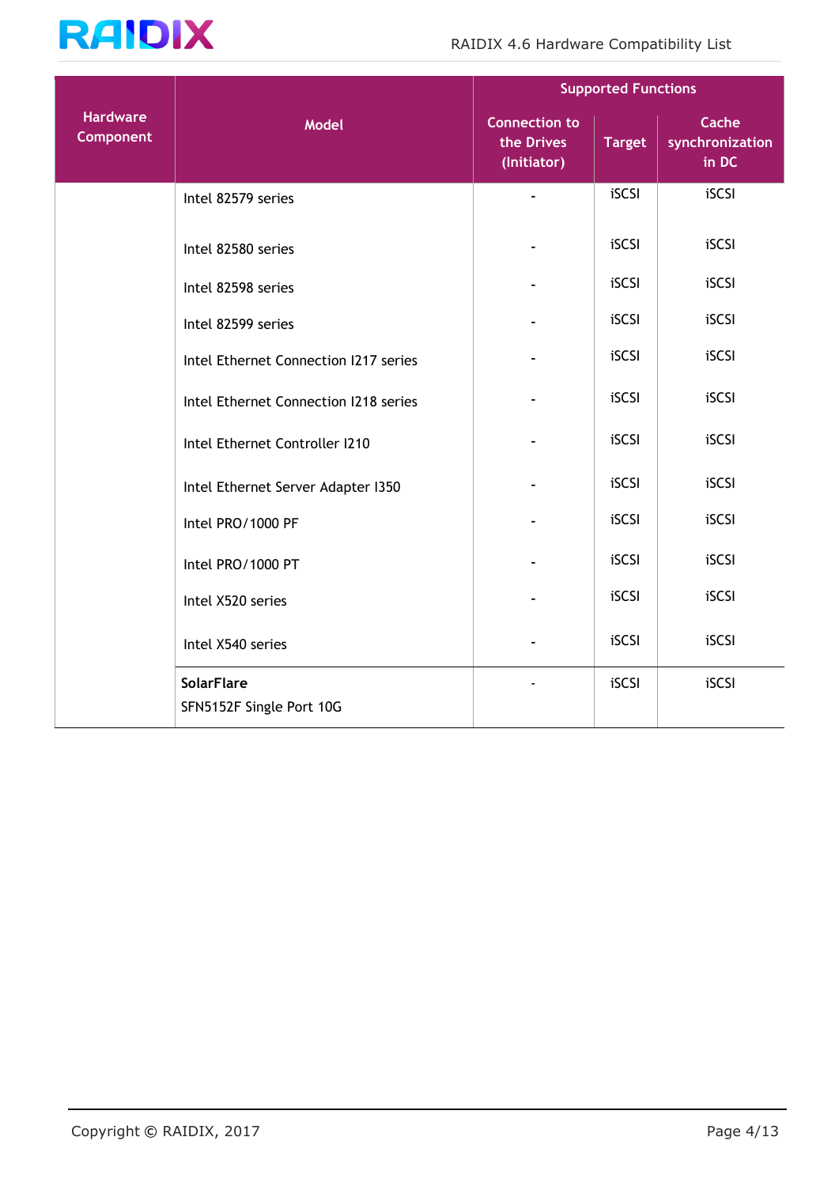| Hardware Component | Model | Supported Functions | | |
| --- | --- | --- | --- | --- |
| | | Connection to the Drives (Initiator) | Target | Cache synchronization in DC |
| | Intel 82579 series | - | iSCSI | iSCSI |
| | Intel 82580 series | - | iSCSI | iSCSI |
| | Intel 82598 series | - | iSCSI | iSCSI |
| | Intel 82599 series | - | iSCSI | iSCSI |
| | Intel Ethernet Connection I217 series | - | iSCSI | iSCSI |
| | Intel Ethernet Connection I218 series | - | iSCSI | iSCSI |
| | Intel Ethernet Controller I210 | - | iSCSI | iSCSI |
| | Intel Ethernet Server Adapter I350 | - | iSCSI | iSCSI |
| | Intel PRO/1000 PF | - | iSCSI | iSCSI |
| | Intel PRO/1000 PT | - | iSCSI | iSCSI |
| | Intel X520 series | - | iSCSI | iSCSI |
| | Intel X540 series | - | iSCSI | iSCSI |
| | **SolarFlare** SFN5152F Single Port 10G | - | iSCSI | iSCSI |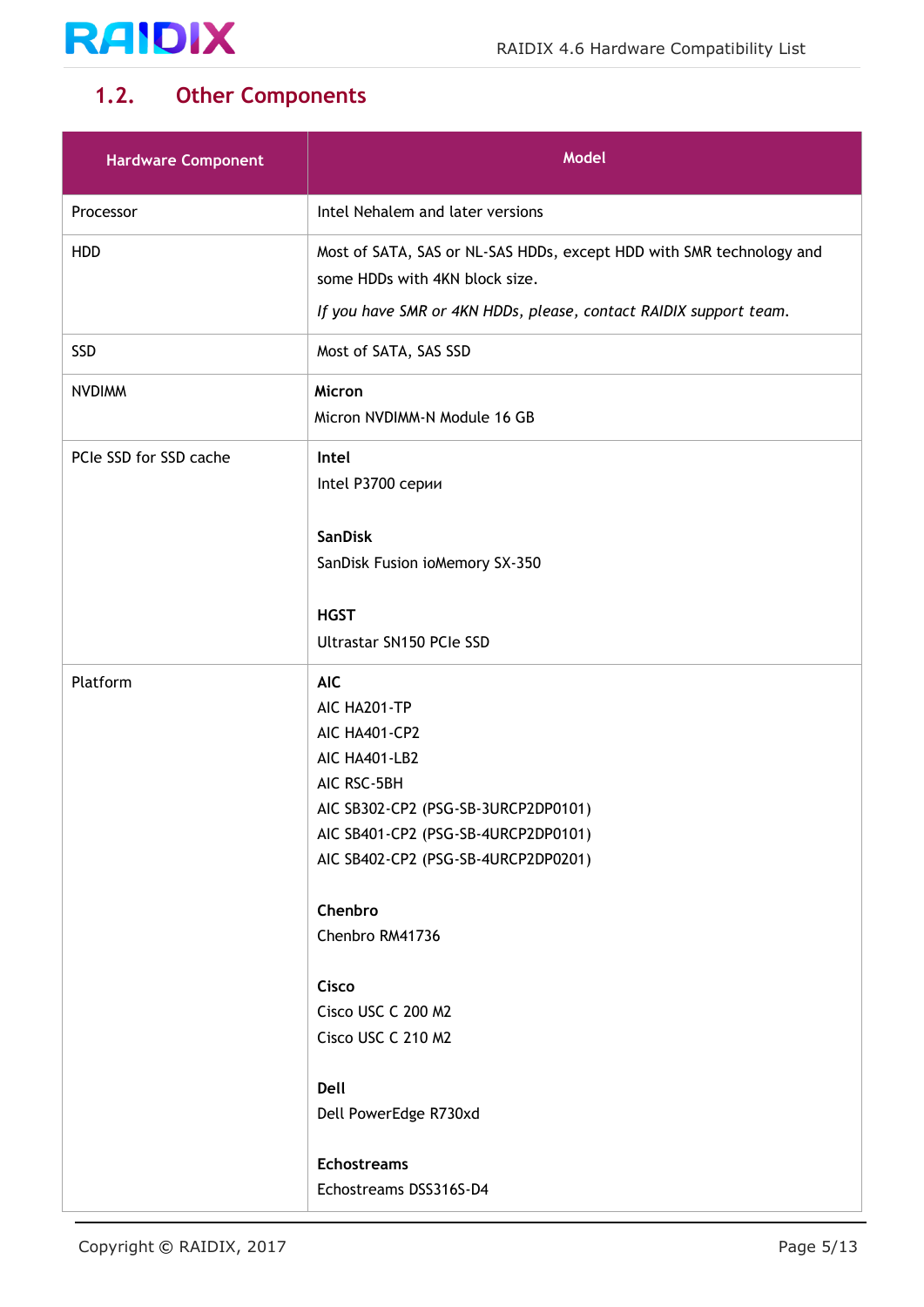## 1.2. Other Components

| Hardware Component | Model |
| --- | --- |
| Processor | Intel Nehalem and later versions |
| HDD | Most of SATA, SAS or NL-SAS HDDs, except HDD with SMR technology and some HDDs with 4KN block size.<br>*If you have SMR or 4KN HDDs, please, contact RAIDIX support team.* |
| SSD | Most of SATA, SAS SSD |
| NVDIMM | **Micron**<br>Micron NVDIMM-N Module 16 GB |
| PCIe SSD for SSD cache | **Intel**<br>Intel P3700 серии<br><br>**SanDisk**<br>SanDisk Fusion ioMemory SX-350<br><br>**HGST**<br>Ultrastar SN150 PCIe SSD |
| Platform | **AIC**<br>AIC HA201-TP<br>AIC HA401-CP2<br>AIC HA401-LB2<br>AIC RSC-5BH<br>AIC SB302-CP2 (PSG-SB-3URCP2DP0101)<br>AIC SB401-CP2 (PSG-SB-4URCP2DP0101)<br>AIC SB402-CP2 (PSG-SB-4URCP2DP0201)<br><br>**Chenbro**<br>Chenbro RM41736<br><br>**Cisco**<br>Cisco USC C 200 M2<br>Cisco USC C 210 M2<br><br>**Dell**<br>Dell PowerEdge R730xd<br><br>**Echostreams**<br>Echostreams DSS316S-D4 |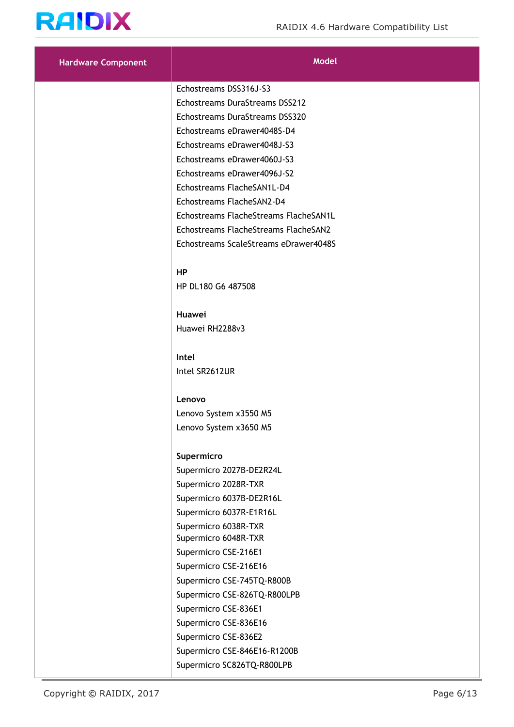| Hardware Component | Model |
| --- | --- |
| | Echostreams DSS316J-S3<br>Echostreams DuraStreams DSS212<br>Echostreams DuraStreams DSS320<br>Echostreams eDrawer4048S-D4<br>Echostreams eDrawer4048J-S3<br>Echostreams eDrawer4060J-S3<br>Echostreams eDrawer4096J-S2<br>Echostreams FlacheSAN1L-D4<br>Echostreams FlacheSAN2-D4<br>Echostreams FlacheStreams FlacheSAN1L<br>Echostreams FlacheStreams FlacheSAN2<br>Echostreams ScaleStreams eDrawer4048S<br><br>**HP**<br>HP DL180 G6 487508<br><br>**Huawei**<br>Huawei RH2288v3<br><br>**Intel**<br>Intel SR2612UR<br><br>**Lenovo**<br>Lenovo System x3550 M5<br>Lenovo System x3650 M5<br><br>**Supermicro**<br>Supermicro 2027B-DE2R24L<br>Supermicro 2028R-TXR<br>Supermicro 6037B-DE2R16L<br>Supermicro 6037R-E1R16L<br>Supermicro 6038R-TXR<br>Supermicro 6048R-TXR<br>Supermicro CSE-216E1<br>Supermicro CSE-216E16<br>Supermicro CSE-745TQ-R800B<br>Supermicro CSE-826TQ-R800LPB<br>Supermicro CSE-836E1<br>Supermicro CSE-836E16<br>Supermicro CSE-836E2<br>Supermicro CSE-846E16-R1200B<br>Supermicro SC826TQ-R800LPB |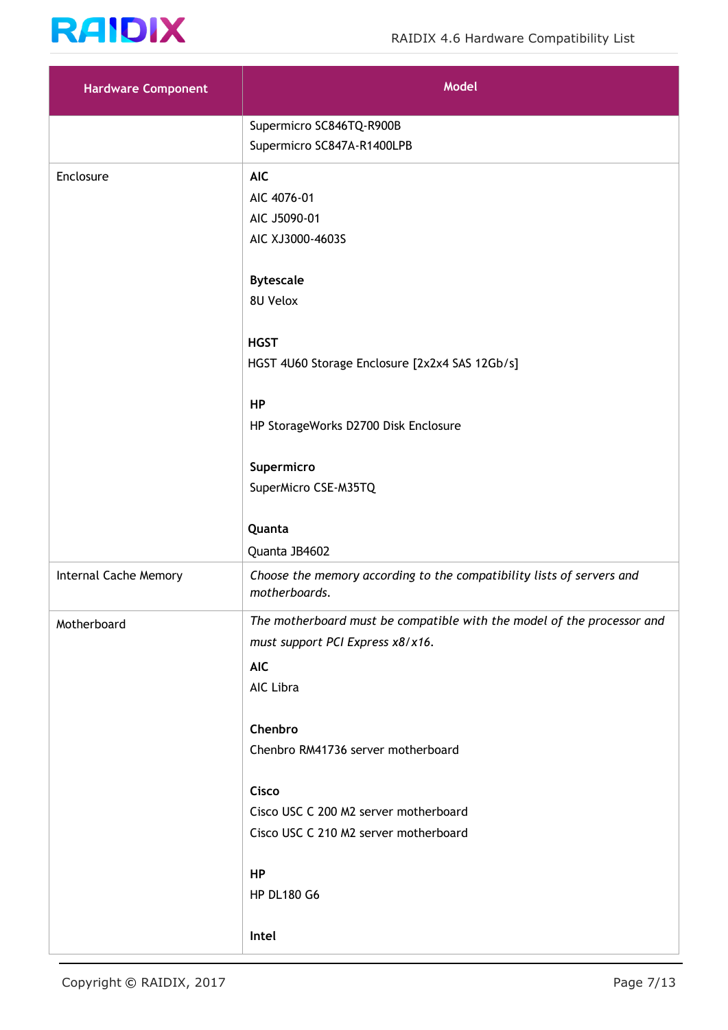| Hardware Component | Model |
|---|---|
| | Supermicro SC846TQ-R900B<br>Supermicro SC847A-R1400LPB |
| Enclosure | **AIC**<br>AIC 4076-01<br>AIC J5090-01<br>AIC XJ3000-4603S<br><br>**Bytescale**<br>8U Velox<br><br>**HGST**<br>HGST 4U60 Storage Enclosure [2x2x4 SAS 12Gb/s]<br><br>**HP**<br>HP StorageWorks D2700 Disk Enclosure<br><br>**Supermicro**<br>SuperMicro CSE-M35TQ<br><br>**Quanta**<br>Quanta JB4602 |
| Internal Cache Memory | *Choose the memory according to the compatibility lists of servers and motherboards.* |
| Motherboard | *The motherboard must be compatible with the model of the processor and must support PCI Express x8/x16.*<br>**AIC**<br>AIC Libra<br><br>**Chenbro**<br>Chenbro RM41736 server motherboard<br><br>**Cisco**<br>Cisco USC C 200 M2 server motherboard<br>Cisco USC C 210 M2 server motherboard<br><br>**HP**<br>HP DL180 G6<br><br>**Intel** |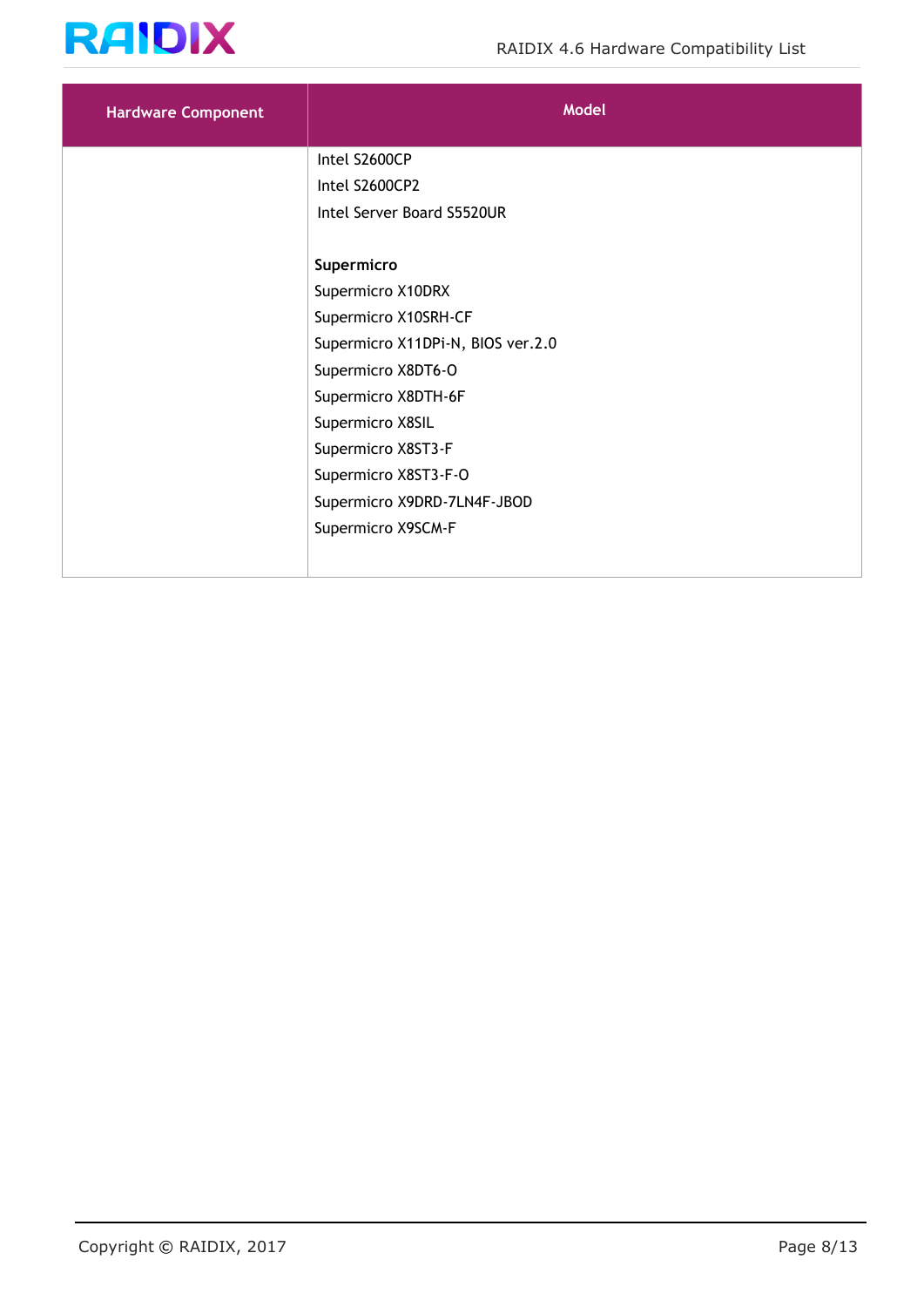| Hardware Component | Model |
| --- | --- |
| | Intel S2600CP<br>Intel S2600CP2<br>Intel Server Board S5520UR<br><br>**Supermicro**<br>Supermicro X10DRX<br>Supermicro X10SRH-CF<br>Supermicro X11DPi-N, BIOS ver.2.0<br>Supermicro X8DT6-O<br>Supermicro X8DTH-6F<br>Supermicro X8SIL<br>Supermicro X8ST3-F<br>Supermicro X8ST3-F-O<br>Supermicro X9DRD-7LN4F-JBOD<br>Supermicro X9SCM-F |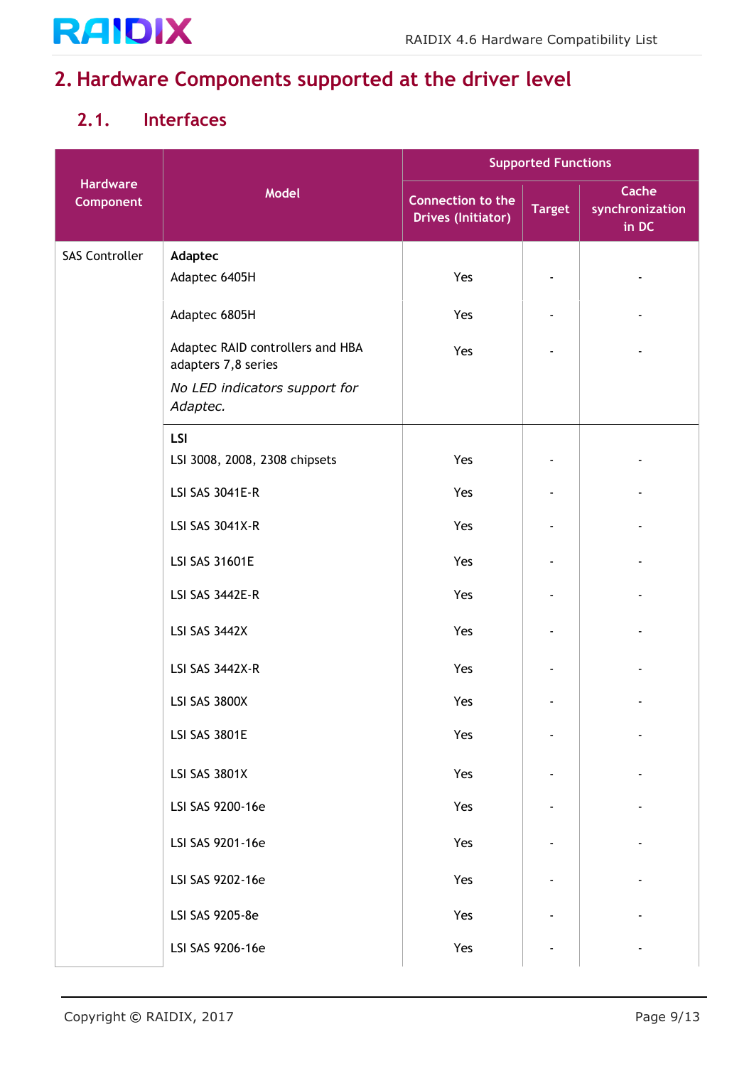## 2. Hardware Components supported at the driver level

### 2.1. Interfaces

| Hardware Component | Model | Supported Functions | | |
|---|---|---|---|---|
| | | Connection to the Drives (Initiator) | Target | Cache synchronization in DC |
| SAS Controller | **Adaptec** | | | |
| | Adaptec 6405H | Yes | - | - |
| | Adaptec 6805H | Yes | - | - |
| | Adaptec RAID controllers and HBA adapters 7,8 series<br>*No LED indicators support for Adaptec.* | Yes | - | - |
| | **LSI** | | | |
| | LSI 3008, 2008, 2308 chipsets | Yes | - | - |
| | LSI SAS 3041E-R | Yes | - | - |
| | LSI SAS 3041X-R | Yes | - | - |
| | LSI SAS 31601E | Yes | - | - |
| | LSI SAS 3442E-R | Yes | - | - |
| | LSI SAS 3442X | Yes | - | - |
| | LSI SAS 3442X-R | Yes | - | - |
| | LSI SAS 3800X | Yes | - | - |
| | LSI SAS 3801E | Yes | - | - |
| | LSI SAS 3801X | Yes | - | - |
| | LSI SAS 9200-16e | Yes | - | - |
| | LSI SAS 9201-16e | Yes | - | - |
| | LSI SAS 9202-16e | Yes | - | - |
| | LSI SAS 9205-8e | Yes | - | - |
| | LSI SAS 9206-16e | Yes | - | - |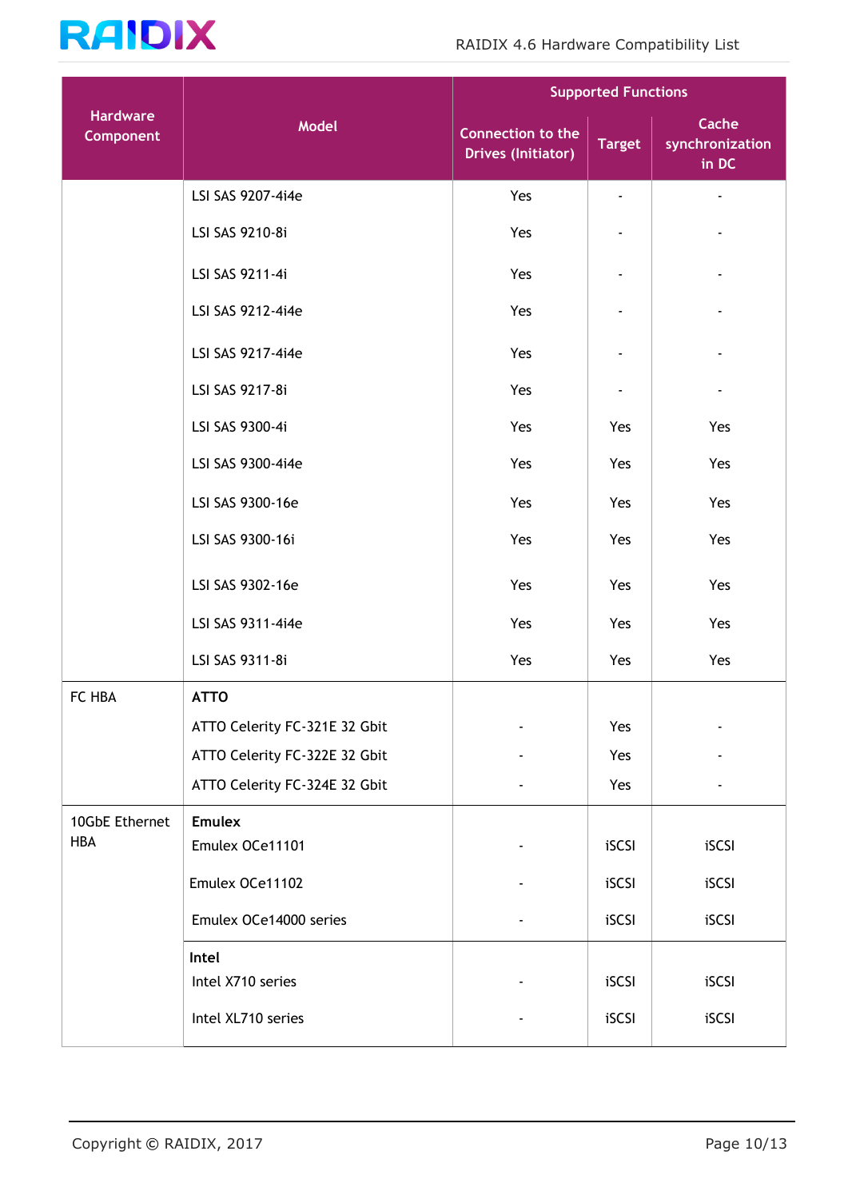| Hardware Component | Model | Supported Functions | | |
|---|---|---|---|---|
| | | Connection to the Drives (Initiator) | Target | Cache synchronization in DC |
| | LSI SAS 9207-4i4e | Yes | - | - |
| | LSI SAS 9210-8i | Yes | - | - |
| | LSI SAS 9211-4i | Yes | - | - |
| | LSI SAS 9212-4i4e | Yes | - | - |
| | LSI SAS 9217-4i4e | Yes | - | - |
| | LSI SAS 9217-8i | Yes | - | - |
| | LSI SAS 9300-4i | Yes | Yes | Yes |
| | LSI SAS 9300-4i4e | Yes | Yes | Yes |
| | LSI SAS 9300-16e | Yes | Yes | Yes |
| | LSI SAS 9300-16i | Yes | Yes | Yes |
| | LSI SAS 9302-16e | Yes | Yes | Yes |
| | LSI SAS 9311-4i4e | Yes | Yes | Yes |
| | LSI SAS 9311-8i | Yes | Yes | Yes |
| FC HBA | **ATTO** | | | |
| | ATTO Celerity FC-321E 32 Gbit | - | Yes | - |
| | ATTO Celerity FC-322E 32 Gbit | - | Yes | - |
| | ATTO Celerity FC-324E 32 Gbit | - | Yes | - |
| 10GbE Ethernet HBA | **Emulex** | | | |
| | Emulex OCe11101 | - | iSCSI | iSCSI |
| | Emulex OCe11102 | - | iSCSI | iSCSI |
| | Emulex OCe14000 series | - | iSCSI | iSCSI |
| | **Intel** | | | |
| | Intel X710 series | - | iSCSI | iSCSI |
| | Intel XL710 series | - | iSCSI | iSCSI |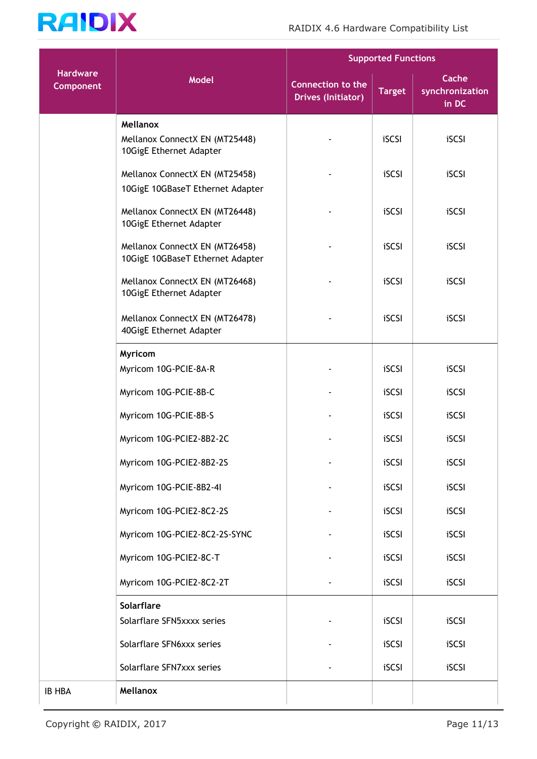| Hardware Component | Model | Supported Functions | | |
|---|---|---|---|---|
| | | Connection to the Drives (Initiator) | Target | Cache synchronization in DC |
| | **Mellanox** | | | |
| | Mellanox ConnectX EN (MT25448) 10GigE Ethernet Adapter | - | iSCSI | iSCSI |
| | Mellanox ConnectX EN (MT25458) 10GigE 10GBaseT Ethernet Adapter | - | iSCSI | iSCSI |
| | Mellanox ConnectX EN (MT26448) 10GigE Ethernet Adapter | - | iSCSI | iSCSI |
| | Mellanox ConnectX EN (MT26458) 10GigE 10GBaseT Ethernet Adapter | - | iSCSI | iSCSI |
| | Mellanox ConnectX EN (MT26468) 10GigE Ethernet Adapter | - | iSCSI | iSCSI |
| | Mellanox ConnectX EN (MT26478) 40GigE Ethernet Adapter | - | iSCSI | iSCSI |
| | **Myricom** | | | |
| | Myricom 10G-PCIE-8A-R | - | iSCSI | iSCSI |
| | Myricom 10G-PCIE-8B-C | - | iSCSI | iSCSI |
| | Myricom 10G-PCIE-8B-S | - | iSCSI | iSCSI |
| | Myricom 10G-PCIE2-8B2-2C | - | iSCSI | iSCSI |
| | Myricom 10G-PCIE2-8B2-2S | - | iSCSI | iSCSI |
| | Myricom 10G-PCIE-8B2-4I | - | iSCSI | iSCSI |
| | Myricom 10G-PCIE2-8C2-2S | - | iSCSI | iSCSI |
| | Myricom 10G-PCIE2-8C2-2S-SYNC | - | iSCSI | iSCSI |
| | Myricom 10G-PCIE2-8C-T | - | iSCSI | iSCSI |
| | Myricom 10G-PCIE2-8C2-2T | - | iSCSI | iSCSI |
| | **Solarflare** | | | |
| | Solarflare SFN5xxxx series | - | iSCSI | iSCSI |
| | Solarflare SFN6xxx series | - | iSCSI | iSCSI |
| | Solarflare SFN7xxx series | - | iSCSI | iSCSI |
| IB HBA | **Mellanox** | | | |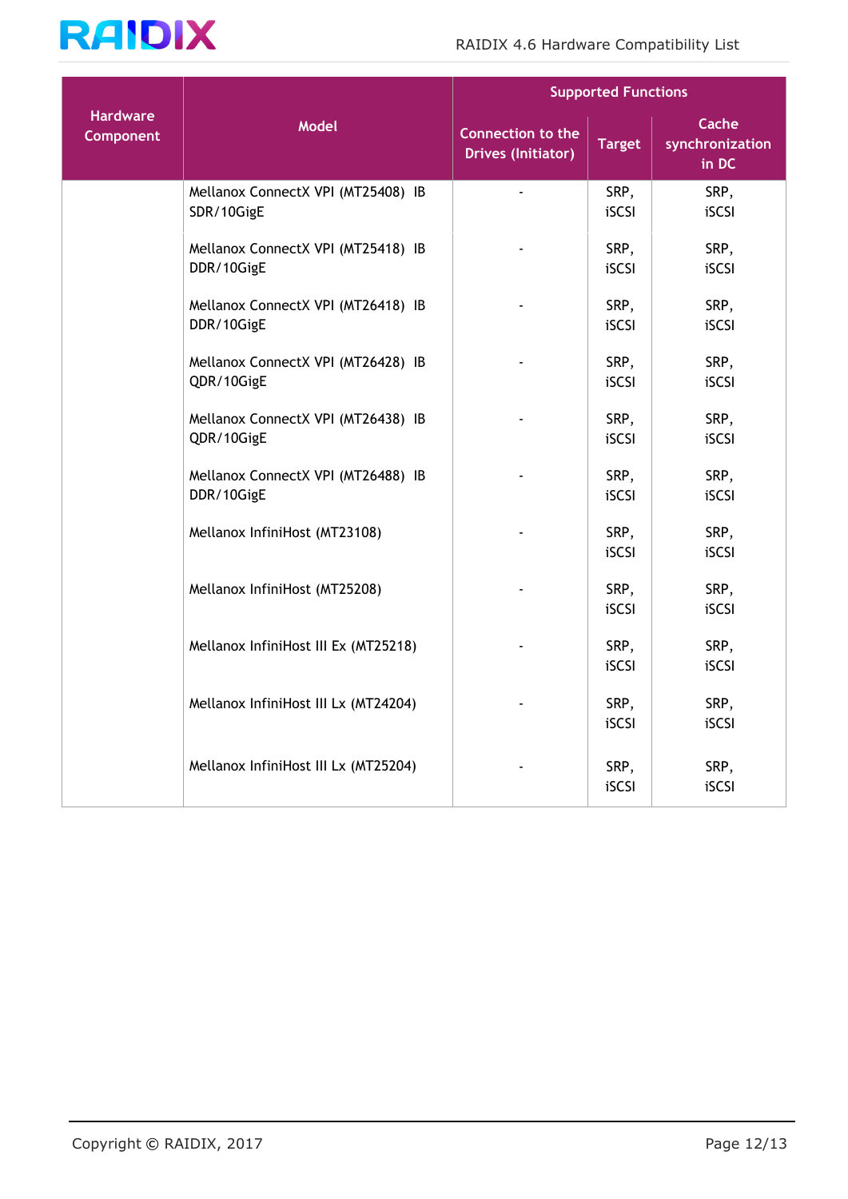| Hardware Component | Model | Supported Functions | | |
|---|---|---|---|---|
| | | Connection to the Drives (Initiator) | Target | Cache synchronization in DC |
| | Mellanox ConnectX VPI (MT25408) IB SDR/10GigE | - | SRP, iSCSI | SRP, iSCSI |
| | Mellanox ConnectX VPI (MT25418) IB DDR/10GigE | - | SRP, iSCSI | SRP, iSCSI |
| | Mellanox ConnectX VPI (MT26418) IB DDR/10GigE | - | SRP, iSCSI | SRP, iSCSI |
| | Mellanox ConnectX VPI (MT26428) IB QDR/10GigE | - | SRP, iSCSI | SRP, iSCSI |
| | Mellanox ConnectX VPI (MT26438) IB QDR/10GigE | - | SRP, iSCSI | SRP, iSCSI |
| | Mellanox ConnectX VPI (MT26488) IB DDR/10GigE | - | SRP, iSCSI | SRP, iSCSI |
| | Mellanox InfiniHost (MT23108) | - | SRP, iSCSI | SRP, iSCSI |
| | Mellanox InfiniHost (MT25208) | - | SRP, iSCSI | SRP, iSCSI |
| | Mellanox InfiniHost III Ex (MT25218) | - | SRP, iSCSI | SRP, iSCSI |
| | Mellanox InfiniHost III Lx (MT24204) | - | SRP, iSCSI | SRP, iSCSI |
| | Mellanox InfiniHost III Lx (MT25204) | - | SRP, iSCSI | SRP, iSCSI |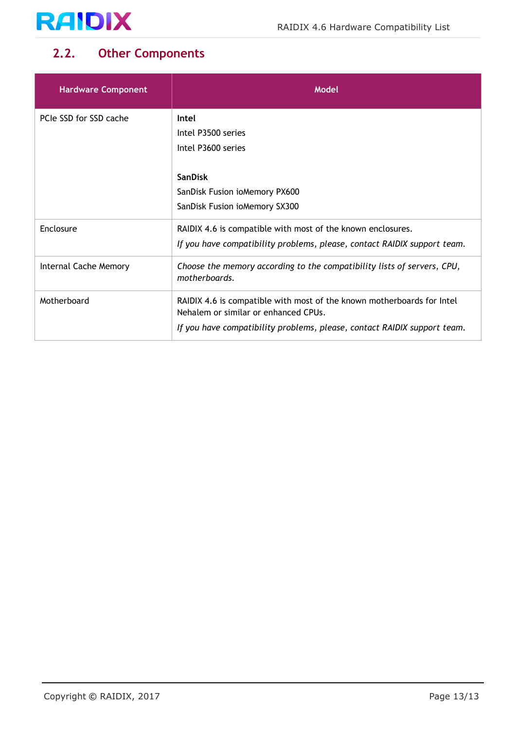## 2.2. Other Components

| Hardware Component | Model |
| --- | --- |
| PCIe SSD for SSD cache | **Intel**<br>Intel P3500 series<br>Intel P3600 series<br><br>**SanDisk**<br>SanDisk Fusion ioMemory PX600<br>SanDisk Fusion ioMemory SX300 |
| Enclosure | RAIDIX 4.6 is compatible with most of the known enclosures.<br>*If you have compatibility problems, please, contact RAIDIX support team.* |
| Internal Cache Memory | *Choose the memory according to the compatibility lists of servers, CPU, motherboards.* |
| Motherboard | RAIDIX 4.6 is compatible with most of the known motherboards for Intel Nehalem or similar or enhanced CPUs.<br>*If you have compatibility problems, please, contact RAIDIX support team.* |